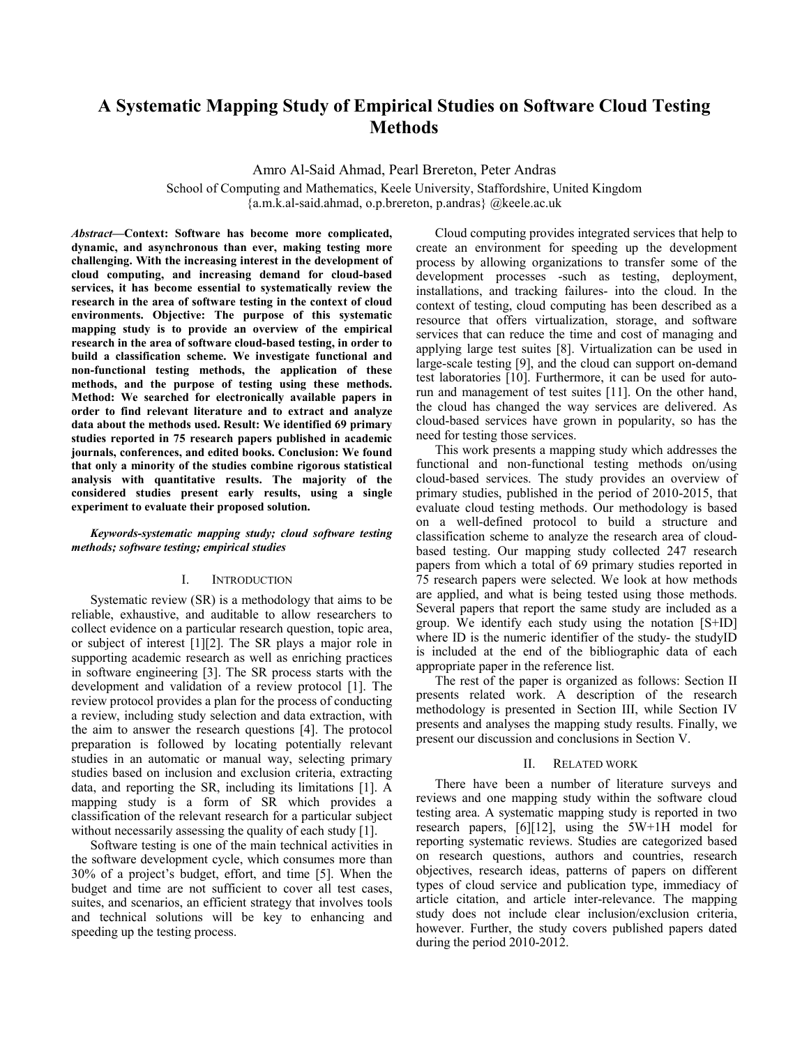# A Systematic Mapping Study of Empirical Studies on Software Cloud Testing Methods

Amro Al-Said Ahmad, Pearl Brereton, Peter Andras

School of Computing and Mathematics, Keele University, Staffordshire, United Kingdom
{a.m.k.al-said.ahmad, o.p.brereton, p.andras} @keele.ac.uk

***Abstract*—Context: Software has become more complicated, dynamic, and asynchronous than ever, making testing more challenging. With the increasing interest in the development of cloud computing, and increasing demand for cloud-based services, it has become essential to systematically review the research in the area of software testing in the context of cloud environments. Objective: The purpose of this systematic mapping study is to provide an overview of the empirical research in the area of software cloud-based testing, in order to build a classification scheme. We investigate functional and non-functional testing methods, the application of these methods, and the purpose of testing using these methods. Method: We searched for electronically available papers in order to find relevant literature and to extract and analyze data about the methods used. Result: We identified 69 primary studies reported in 75 research papers published in academic journals, conferences, and edited books. Conclusion: We found that only a minority of the studies combine rigorous statistical analysis with quantitative results. The majority of the considered studies present early results, using a single experiment to evaluate their proposed solution.**

***Keywords-systematic mapping study; cloud software testing methods; software testing; empirical studies***

## I. Introduction

Systematic review (SR) is a methodology that aims to be reliable, exhaustive, and auditable to allow researchers to collect evidence on a particular research question, topic area, or subject of interest [1][2]. The SR plays a major role in supporting academic research as well as enriching practices in software engineering [3]. The SR process starts with the development and validation of a review protocol [1]. The review protocol provides a plan for the process of conducting a review, including study selection and data extraction, with the aim to answer the research questions [4]. The protocol preparation is followed by locating potentially relevant studies in an automatic or manual way, selecting primary studies based on inclusion and exclusion criteria, extracting data, and reporting the SR, including its limitations [1]. A mapping study is a form of SR which provides a classification of the relevant research for a particular subject without necessarily assessing the quality of each study [1].

Software testing is one of the main technical activities in the software development cycle, which consumes more than 30% of a project's budget, effort, and time [5]. When the budget and time are not sufficient to cover all test cases, suites, and scenarios, an efficient strategy that involves tools and technical solutions will be key to enhancing and speeding up the testing process.

Cloud computing provides integrated services that help to create an environment for speeding up the development process by allowing organizations to transfer some of the development processes -such as testing, deployment, installations, and tracking failures- into the cloud. In the context of testing, cloud computing has been described as a resource that offers virtualization, storage, and software services that can reduce the time and cost of managing and applying large test suites [8]. Virtualization can be used in large-scale testing [9], and the cloud can support on-demand test laboratories [10]. Furthermore, it can be used for auto-run and management of test suites [11]. On the other hand, the cloud has changed the way services are delivered. As cloud-based services have grown in popularity, so has the need for testing those services.

This work presents a mapping study which addresses the functional and non-functional testing methods on/using cloud-based services. The study provides an overview of primary studies, published in the period of 2010-2015, that evaluate cloud testing methods. Our methodology is based on a well-defined protocol to build a structure and classification scheme to analyze the research area of cloud-based testing. Our mapping study collected 247 research papers from which a total of 69 primary studies reported in 75 research papers were selected. We look at how methods are applied, and what is being tested using those methods. Several papers that report the same study are included as a group. We identify each study using the notation [S+ID] where ID is the numeric identifier of the study- the studyID is included at the end of the bibliographic data of each appropriate paper in the reference list.

The rest of the paper is organized as follows: Section II presents related work. A description of the research methodology is presented in Section III, while Section IV presents and analyses the mapping study results. Finally, we present our discussion and conclusions in Section V.

## II. Related work

There have been a number of literature surveys and reviews and one mapping study within the software cloud testing area. A systematic mapping study is reported in two research papers, [6][12], using the 5W+1H model for reporting systematic reviews. Studies are categorized based on research questions, authors and countries, research objectives, research ideas, patterns of papers on different types of cloud service and publication type, immediacy of article citation, and article inter-relevance. The mapping study does not include clear inclusion/exclusion criteria, however. Further, the study covers published papers dated during the period 2010-2012.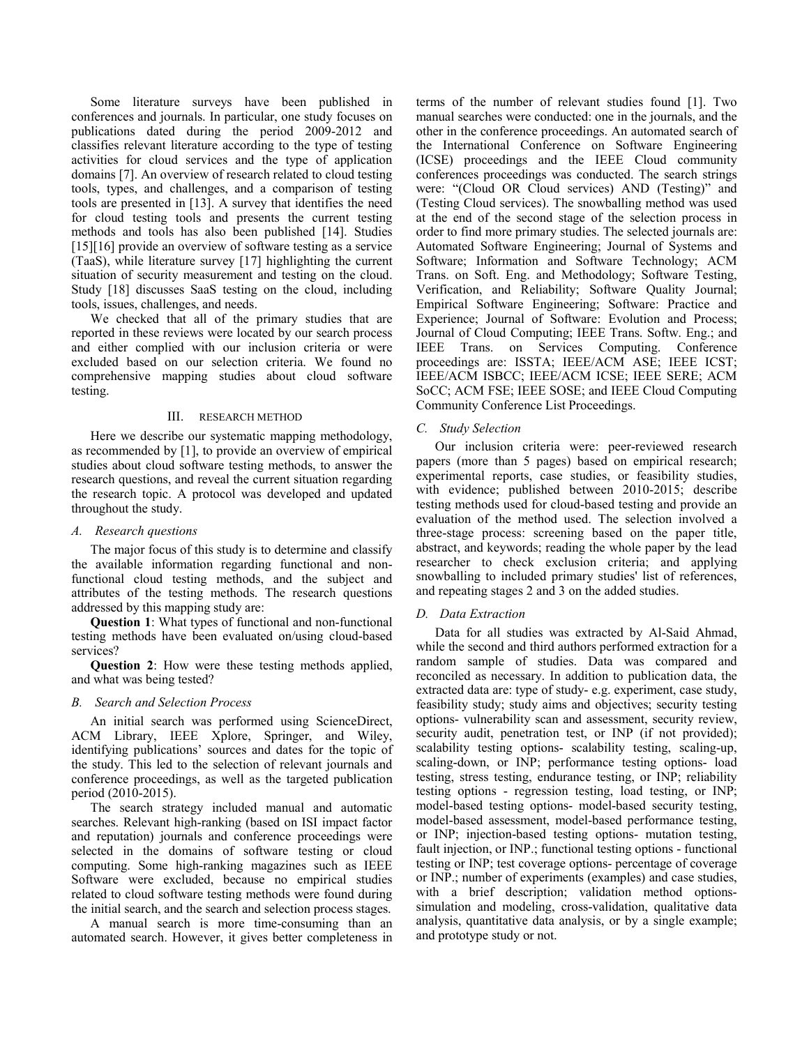Some literature surveys have been published in conferences and journals. In particular, one study focuses on publications dated during the period 2009-2012 and classifies relevant literature according to the type of testing activities for cloud services and the type of application domains [7]. An overview of research related to cloud testing tools, types, and challenges, and a comparison of testing tools are presented in [13]. A survey that identifies the need for cloud testing tools and presents the current testing methods and tools has also been published [14]. Studies [15][16] provide an overview of software testing as a service (TaaS), while literature survey [17] highlighting the current situation of security measurement and testing on the cloud. Study [18] discusses SaaS testing on the cloud, including tools, issues, challenges, and needs.

We checked that all of the primary studies that are reported in these reviews were located by our search process and either complied with our inclusion criteria or were excluded based on our selection criteria. We found no comprehensive mapping studies about cloud software testing.

## III. RESEARCH METHOD

Here we describe our systematic mapping methodology, as recommended by [1], to provide an overview of empirical studies about cloud software testing methods, to answer the research questions, and reveal the current situation regarding the research topic. A protocol was developed and updated throughout the study.

### *A. Research questions*

The major focus of this study is to determine and classify the available information regarding functional and non-functional cloud testing methods, and the subject and attributes of the testing methods. The research questions addressed by this mapping study are:

**Question 1**: What types of functional and non-functional testing methods have been evaluated on/using cloud-based services?

**Question 2**: How were these testing methods applied, and what was being tested?

### *B. Search and Selection Process*

An initial search was performed using ScienceDirect, ACM Library, IEEE Xplore, Springer, and Wiley, identifying publications' sources and dates for the topic of the study. This led to the selection of relevant journals and conference proceedings, as well as the targeted publication period (2010-2015).

The search strategy included manual and automatic searches. Relevant high-ranking (based on ISI impact factor and reputation) journals and conference proceedings were selected in the domains of software testing or cloud computing. Some high-ranking magazines such as IEEE Software were excluded, because no empirical studies related to cloud software testing methods were found during the initial search, and the search and selection process stages.

A manual search is more time-consuming than an automated search. However, it gives better completeness in terms of the number of relevant studies found [1]. Two manual searches were conducted: one in the journals, and the other in the conference proceedings. An automated search of the International Conference on Software Engineering (ICSE) proceedings and the IEEE Cloud community conferences proceedings was conducted. The search strings were: "(Cloud OR Cloud services) AND (Testing)" and (Testing Cloud services). The snowballing method was used at the end of the second stage of the selection process in order to find more primary studies. The selected journals are: Automated Software Engineering; Journal of Systems and Software; Information and Software Technology; ACM Trans. on Soft. Eng. and Methodology; Software Testing, Verification, and Reliability; Software Quality Journal; Empirical Software Engineering; Software: Practice and Experience; Journal of Software: Evolution and Process; Journal of Cloud Computing; IEEE Trans. Softw. Eng.; and IEEE Trans. on Services Computing. Conference proceedings are: ISSTA; IEEE/ACM ASE; IEEE ICST; IEEE/ACM ISBCC; IEEE/ACM ICSE; IEEE SERE; ACM SoCC; ACM FSE; IEEE SOSE; and IEEE Cloud Computing Community Conference List Proceedings.

### *C. Study Selection*

Our inclusion criteria were: peer-reviewed research papers (more than 5 pages) based on empirical research; experimental reports, case studies, or feasibility studies, with evidence; published between 2010-2015; describe testing methods used for cloud-based testing and provide an evaluation of the method used. The selection involved a three-stage process: screening based on the paper title, abstract, and keywords; reading the whole paper by the lead researcher to check exclusion criteria; and applying snowballing to included primary studies' list of references, and repeating stages 2 and 3 on the added studies.

### *D. Data Extraction*

Data for all studies was extracted by Al-Said Ahmad, while the second and third authors performed extraction for a random sample of studies. Data was compared and reconciled as necessary. In addition to publication data, the extracted data are: type of study- e.g. experiment, case study, feasibility study; study aims and objectives; security testing options- vulnerability scan and assessment, security review, security audit, penetration test, or INP (if not provided); scalability testing options- scalability testing, scaling-up, scaling-down, or INP; performance testing options- load testing, stress testing, endurance testing, or INP; reliability testing options - regression testing, load testing, or INP; model-based testing options- model-based security testing, model-based assessment, model-based performance testing, or INP; injection-based testing options- mutation testing, fault injection, or INP.; functional testing options - functional testing or INP; test coverage options- percentage of coverage or INP.; number of experiments (examples) and case studies, with a brief description; validation method options- simulation and modeling, cross-validation, qualitative data analysis, quantitative data analysis, or by a single example; and prototype study or not.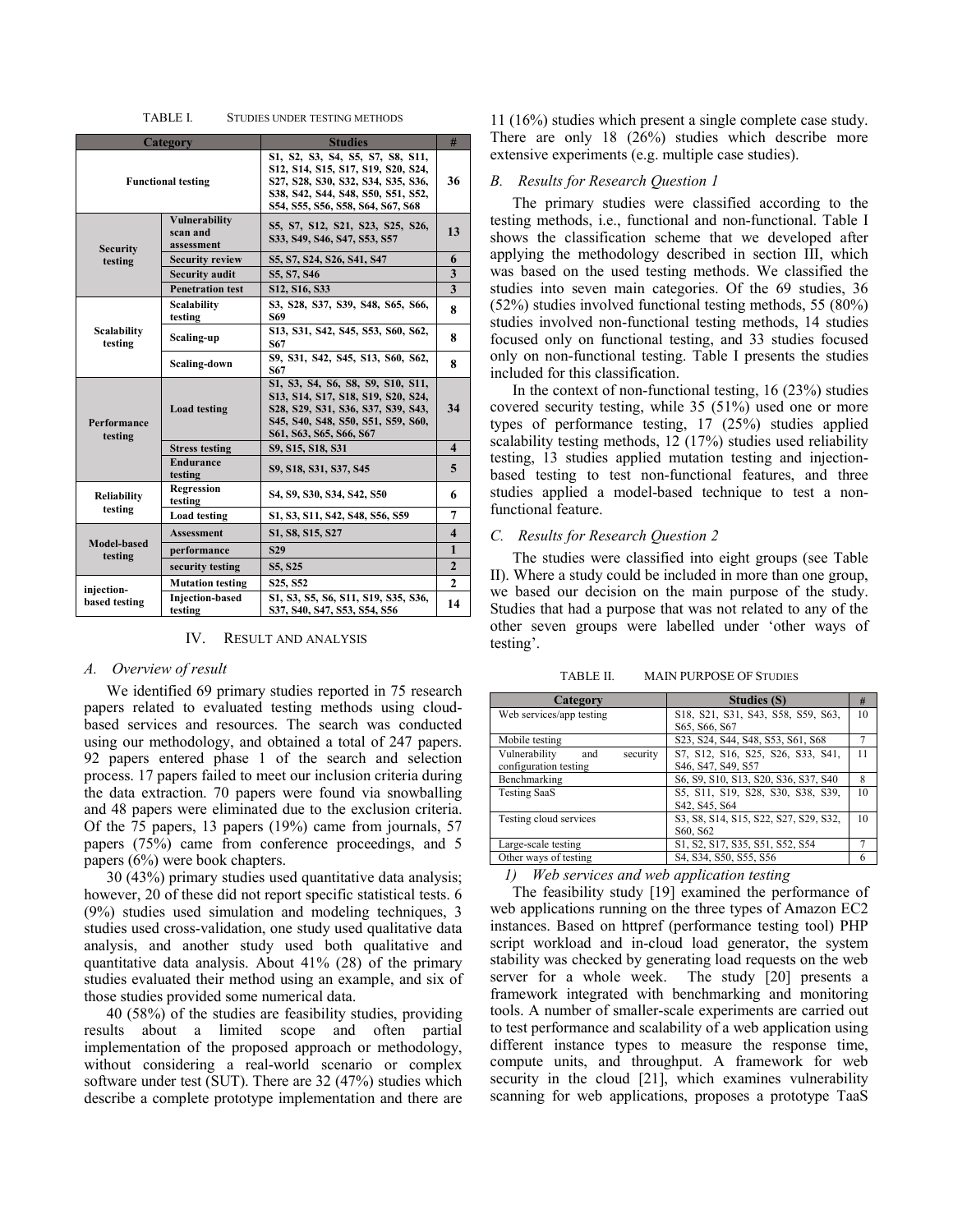TABLE I. STUDIES UNDER TESTING METHODS

| Category | | Studies | # |
|---|---|---|---|
| **Functional testing** | | **S1, S2, S3, S4, S5, S7, S8, S11, S12, S14, S15, S17, S19, S20, S24, S27, S28, S30, S32, S34, S35, S36, S38, S42, S44, S48, S50, S51, S52, S54, S55, S56, S58, S64, S67, S68** | **36** |
| **Security testing** | **Vulnerability scan and assessment** | **S5, S7, S12, S21, S23, S25, S26, S33, S49, S46, S47, S53, S57** | **13** |
| | **Security review** | **S5, S7, S24, S26, S41, S47** | **6** |
| | **Security audit** | **S5, S7, S46** | **3** |
| | **Penetration test** | **S12, S16, S33** | **3** |
| **Scalability testing** | **Scalability testing** | **S3, S28, S37, S39, S48, S65, S66, S69** | **8** |
| | **Scaling-up** | **S13, S31, S42, S45, S53, S60, S62, S67** | **8** |
| | **Scaling-down** | **S9, S31, S42, S45, S13, S60, S62, S67** | **8** |
| **Performance testing** | **Load testing** | **S1, S3, S4, S6, S8, S9, S10, S11, S13, S14, S17, S18, S19, S20, S24, S28, S29, S31, S36, S37, S39, S43, S45, S40, S48, S50, S51, S59, S60, S61, S63, S65, S66, S67** | **34** |
| | **Stress testing** | **S9, S15, S18, S31** | **4** |
| | **Endurance testing** | **S9, S18, S31, S37, S45** | **5** |
| **Reliability testing** | **Regression testing** | **S4, S9, S30, S34, S42, S50** | **6** |
| | **Load testing** | **S1, S3, S11, S42, S48, S56, S59** | **7** |
| **Model-based testing** | **Assessment** | **S1, S8, S15, S27** | **4** |
| | **performance** | **S29** | **1** |
| | **security testing** | **S5, S25** | **2** |
| **injection-based testing** | **Mutation testing** | **S25, S52** | **2** |
| | **Injection-based testing** | **S1, S3, S5, S6, S11, S19, S35, S36, S37, S40, S47, S53, S54, S56** | **14** |

## IV. RESULT AND ANALYSIS

### A. Overview of result

We identified 69 primary studies reported in 75 research papers related to evaluated testing methods using cloud-based services and resources. The search was conducted using our methodology, and obtained a total of 247 papers. 92 papers entered phase 1 of the search and selection process. 17 papers failed to meet our inclusion criteria during the data extraction. 70 papers were found via snowballing and 48 papers were eliminated due to the exclusion criteria. Of the 75 papers, 13 papers (19%) came from journals, 57 papers (75%) came from conference proceedings, and 5 papers (6%) were book chapters.

30 (43%) primary studies used quantitative data analysis; however, 20 of these did not report specific statistical tests. 6 (9%) studies used simulation and modeling techniques, 3 studies used cross-validation, one study used qualitative data analysis, and another study used both qualitative and quantitative data analysis. About 41% (28) of the primary studies evaluated their method using an example, and six of those studies provided some numerical data.

40 (58%) of the studies are feasibility studies, providing results about a limited scope and often partial implementation of the proposed approach or methodology, without considering a real-world scenario or complex software under test (SUT). There are 32 (47%) studies which describe a complete prototype implementation and there are 11 (16%) studies which present a single complete case study. There are only 18 (26%) studies which describe more extensive experiments (e.g. multiple case studies).

### B. Results for Research Question 1

The primary studies were classified according to the testing methods, i.e., functional and non-functional. Table I shows the classification scheme that we developed after applying the methodology described in section III, which was based on the used testing methods. We classified the studies into seven main categories. Of the 69 studies, 36 (52%) studies involved functional testing methods, 55 (80%) studies involved non-functional testing methods, 14 studies focused only on functional testing, and 33 studies focused only on non-functional testing. Table I presents the studies included for this classification.

In the context of non-functional testing, 16 (23%) studies covered security testing, while 35 (51%) used one or more types of performance testing, 17 (25%) studies applied scalability testing methods, 12 (17%) studies used reliability testing, 13 studies applied mutation testing and injection-based testing to test non-functional features, and three studies applied a model-based technique to test a non-functional feature.

### C. Results for Research Question 2

The studies were classified into eight groups (see Table II). Where a study could be included in more than one group, we based our decision on the main purpose of the study. Studies that had a purpose that was not related to any of the other seven groups were labelled under 'other ways of testing'.

TABLE II. MAIN PURPOSE OF STUDIES

| Category | Studies (S) | # |
|---|---|---|
| Web services/app testing | S18, S21, S31, S43, S58, S59, S63, S65, S66, S67 | 10 |
| Mobile testing | S23, S24, S44, S48, S53, S61, S68 | 7 |
| Vulnerability and security configuration testing | S7, S12, S16, S25, S26, S33, S41, S46, S47, S49, S57 | 11 |
| Benchmarking | S6, S9, S10, S13, S20, S36, S37, S40 | 8 |
| Testing SaaS | S5, S11, S19, S28, S30, S38, S39, S42, S45, S64 | 10 |
| Testing cloud services | S3, S8, S14, S15, S22, S27, S29, S32, S60, S62 | 10 |
| Large-scale testing | S1, S2, S17, S35, S51, S52, S54 | 7 |
| Other ways of testing | S4, S34, S50, S55, S56 | 6 |

#### 1) Web services and web application testing

The feasibility study [19] examined the performance of web applications running on the three types of Amazon EC2 instances. Based on httpref (performance testing tool) PHP script workload and in-cloud load generator, the system stability was checked by generating load requests on the web server for a whole week. The study [20] presents a framework integrated with benchmarking and monitoring tools. A number of smaller-scale experiments are carried out to test performance and scalability of a web application using different instance types to measure the response time, compute units, and throughput. A framework for web security in the cloud [21], which examines vulnerability scanning for web applications, proposes a prototype TaaS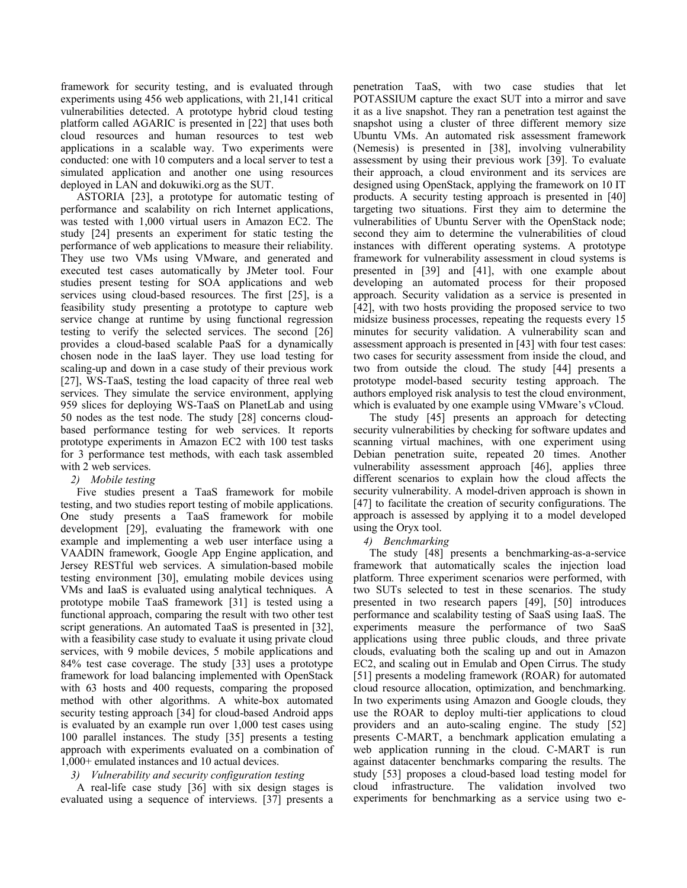framework for security testing, and is evaluated through experiments using 456 web applications, with 21,141 critical vulnerabilities detected. A prototype hybrid cloud testing platform called AGARIC is presented in [22] that uses both cloud resources and human resources to test web applications in a scalable way. Two experiments were conducted: one with 10 computers and a local server to test a simulated application and another one using resources deployed in LAN and dokuwiki.org as the SUT.

ASTORIA [23], a prototype for automatic testing of performance and scalability on rich Internet applications, was tested with 1,000 virtual users in Amazon EC2. The study [24] presents an experiment for static testing the performance of web applications to measure their reliability. They use two VMs using VMware, and generated and executed test cases automatically by JMeter tool. Four studies present testing for SOA applications and web services using cloud-based resources. The first [25], is a feasibility study presenting a prototype to capture web service change at runtime by using functional regression testing to verify the selected services. The second [26] provides a cloud-based scalable PaaS for a dynamically chosen node in the IaaS layer. They use load testing for scaling-up and down in a case study of their previous work [27], WS-TaaS, testing the load capacity of three real web services. They simulate the service environment, applying 959 slices for deploying WS-TaaS on PlanetLab and using 50 nodes as the test node. The study [28] concerns cloud-based performance testing for web services. It reports prototype experiments in Amazon EC2 with 100 test tasks for 3 performance test methods, with each task assembled with 2 web services.

*2) Mobile testing*

Five studies present a TaaS framework for mobile testing, and two studies report testing of mobile applications. One study presents a TaaS framework for mobile development [29], evaluating the framework with one example and implementing a web user interface using a VAADIN framework, Google App Engine application, and Jersey RESTful web services. A simulation-based mobile testing environment [30], emulating mobile devices using VMs and IaaS is evaluated using analytical techniques. A prototype mobile TaaS framework [31] is tested using a functional approach, comparing the result with two other test script generations. An automated TaaS is presented in [32], with a feasibility case study to evaluate it using private cloud services, with 9 mobile devices, 5 mobile applications and 84% test case coverage. The study [33] uses a prototype framework for load balancing implemented with OpenStack with 63 hosts and 400 requests, comparing the proposed method with other algorithms. A white-box automated security testing approach [34] for cloud-based Android apps is evaluated by an example run over 1,000 test cases using 100 parallel instances. The study [35] presents a testing approach with experiments evaluated on a combination of 1,000+ emulated instances and 10 actual devices.

*3) Vulnerability and security configuration testing*

A real-life case study [36] with six design stages is evaluated using a sequence of interviews. [37] presents a penetration TaaS, with two case studies that let POTASSIUM capture the exact SUT into a mirror and save it as a live snapshot. They ran a penetration test against the snapshot using a cluster of three different memory size Ubuntu VMs. An automated risk assessment framework (Nemesis) is presented in [38], involving vulnerability assessment by using their previous work [39]. To evaluate their approach, a cloud environment and its services are designed using OpenStack, applying the framework on 10 IT products. A security testing approach is presented in [40] targeting two situations. First they aim to determine the vulnerabilities of Ubuntu Server with the OpenStack node; second they aim to determine the vulnerabilities of cloud instances with different operating systems. A prototype framework for vulnerability assessment in cloud systems is presented in [39] and [41], with one example about developing an automated process for their proposed approach. Security validation as a service is presented in [42], with two hosts providing the proposed service to two midsize business processes, repeating the requests every 15 minutes for security validation. A vulnerability scan and assessment approach is presented in [43] with four test cases: two cases for security assessment from inside the cloud, and two from outside the cloud. The study [44] presents a prototype model-based security testing approach. The authors employed risk analysis to test the cloud environment, which is evaluated by one example using VMware's vCloud.

The study [45] presents an approach for detecting security vulnerabilities by checking for software updates and scanning virtual machines, with one experiment using Debian penetration suite, repeated 20 times. Another vulnerability assessment approach [46], applies three different scenarios to explain how the cloud affects the security vulnerability. A model-driven approach is shown in [47] to facilitate the creation of security configurations. The approach is assessed by applying it to a model developed using the Oryx tool.

*4) Benchmarking*

The study [48] presents a benchmarking-as-a-service framework that automatically scales the injection load platform. Three experiment scenarios were performed, with two SUTs selected to test in these scenarios. The study presented in two research papers [49], [50] introduces performance and scalability testing of SaaS using IaaS. The experiments measure the performance of two SaaS applications using three public clouds, and three private clouds, evaluating both the scaling up and out in Amazon EC2, and scaling out in Emulab and Open Cirrus. The study [51] presents a modeling framework (ROAR) for automated cloud resource allocation, optimization, and benchmarking. In two experiments using Amazon and Google clouds, they use the ROAR to deploy multi-tier applications to cloud providers and an auto-scaling engine. The study [52] presents C-MART, a benchmark application emulating a web application running in the cloud. C-MART is run against datacenter benchmarks comparing the results. The study [53] proposes a cloud-based load testing model for cloud infrastructure. The validation involved two experiments for benchmarking as a service using two e-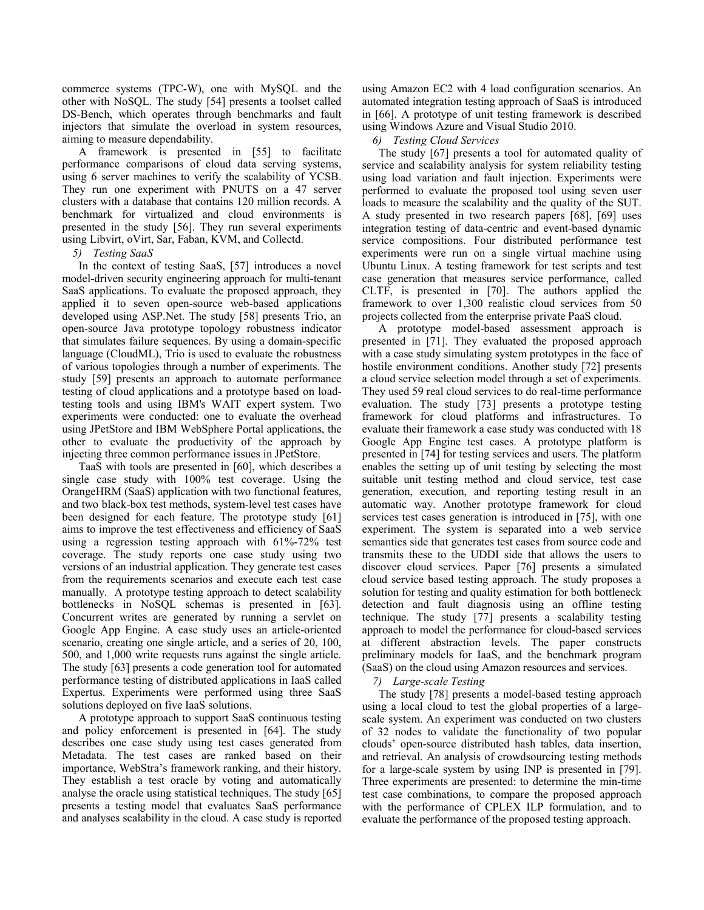commerce systems (TPC-W), one with MySQL and the other with NoSQL. The study [54] presents a toolset called DS-Bench, which operates through benchmarks and fault injectors that simulate the overload in system resources, aiming to measure dependability.

A framework is presented in [55] to facilitate performance comparisons of cloud data serving systems, using 6 server machines to verify the scalability of YCSB. They run one experiment with PNUTS on a 47 server clusters with a database that contains 120 million records. A benchmark for virtualized and cloud environments is presented in the study [56]. They run several experiments using Libvirt, oVirt, Sar, Faban, KVM, and Collectd.

*5) Testing SaaS*

In the context of testing SaaS, [57] introduces a novel model-driven security engineering approach for multi-tenant SaaS applications. To evaluate the proposed approach, they applied it to seven open-source web-based applications developed using ASP.Net. The study [58] presents Trio, an open-source Java prototype topology robustness indicator that simulates failure sequences. By using a domain-specific language (CloudML), Trio is used to evaluate the robustness of various topologies through a number of experiments. The study [59] presents an approach to automate performance testing of cloud applications and a prototype based on load-testing tools and using IBM's WAIT expert system. Two experiments were conducted: one to evaluate the overhead using JPetStore and IBM WebSphere Portal applications, the other to evaluate the productivity of the approach by injecting three common performance issues in JPetStore.

TaaS with tools are presented in [60], which describes a single case study with 100% test coverage. Using the OrangeHRM (SaaS) application with two functional features, and two black-box test methods, system-level test cases have been designed for each feature. The prototype study [61] aims to improve the test effectiveness and efficiency of SaaS using a regression testing approach with 61%-72% test coverage. The study reports one case study using two versions of an industrial application. They generate test cases from the requirements scenarios and execute each test case manually. A prototype testing approach to detect scalability bottlenecks in NoSQL schemas is presented in [63]. Concurrent writes are generated by running a servlet on Google App Engine. A case study uses an article-oriented scenario, creating one single article, and a series of 20, 100, 500, and 1,000 write requests runs against the single article. The study [63] presents a code generation tool for automated performance testing of distributed applications in IaaS called Expertus. Experiments were performed using three SaaS solutions deployed on five IaaS solutions.

A prototype approach to support SaaS continuous testing and policy enforcement is presented in [64]. The study describes one case study using test cases generated from Metadata. The test cases are ranked based on their importance, WebStra's framework ranking, and their history. They establish a test oracle by voting and automatically analyse the oracle using statistical techniques. The study [65] presents a testing model that evaluates SaaS performance and analyses scalability in the cloud. A case study is reported using Amazon EC2 with 4 load configuration scenarios. An automated integration testing approach of SaaS is introduced in [66]. A prototype of unit testing framework is described using Windows Azure and Visual Studio 2010.

*6) Testing Cloud Services*

The study [67] presents a tool for automated quality of service and scalability analysis for system reliability testing using load variation and fault injection. Experiments were performed to evaluate the proposed tool using seven user loads to measure the scalability and the quality of the SUT. A study presented in two research papers [68], [69] uses integration testing of data-centric and event-based dynamic service compositions. Four distributed performance test experiments were run on a single virtual machine using Ubuntu Linux. A testing framework for test scripts and test case generation that measures service performance, called CLTF, is presented in [70]. The authors applied the framework to over 1,300 realistic cloud services from 50 projects collected from the enterprise private PaaS cloud.

A prototype model-based assessment approach is presented in [71]. They evaluated the proposed approach with a case study simulating system prototypes in the face of hostile environment conditions. Another study [72] presents a cloud service selection model through a set of experiments. They used 59 real cloud services to do real-time performance evaluation. The study [73] presents a prototype testing framework for cloud platforms and infrastructures. To evaluate their framework a case study was conducted with 18 Google App Engine test cases. A prototype platform is presented in [74] for testing services and users. The platform enables the setting up of unit testing by selecting the most suitable unit testing method and cloud service, test case generation, execution, and reporting testing result in an automatic way. Another prototype framework for cloud services test cases generation is introduced in [75], with one experiment. The system is separated into a web service semantics side that generates test cases from source code and transmits these to the UDDI side that allows the users to discover cloud services. Paper [76] presents a simulated cloud service based testing approach. The study proposes a solution for testing and quality estimation for both bottleneck detection and fault diagnosis using an offline testing technique. The study [77] presents a scalability testing approach to model the performance for cloud-based services at different abstraction levels. The paper constructs preliminary models for IaaS, and the benchmark program (SaaS) on the cloud using Amazon resources and services.

*7) Large-scale Testing*

The study [78] presents a model-based testing approach using a local cloud to test the global properties of a large-scale system. An experiment was conducted on two clusters of 32 nodes to validate the functionality of two popular clouds' open-source distributed hash tables, data insertion, and retrieval. An analysis of crowdsourcing testing methods for a large-scale system by using INP is presented in [79]. Three experiments are presented: to determine the min-time test case combinations, to compare the proposed approach with the performance of CPLEX ILP formulation, and to evaluate the performance of the proposed testing approach.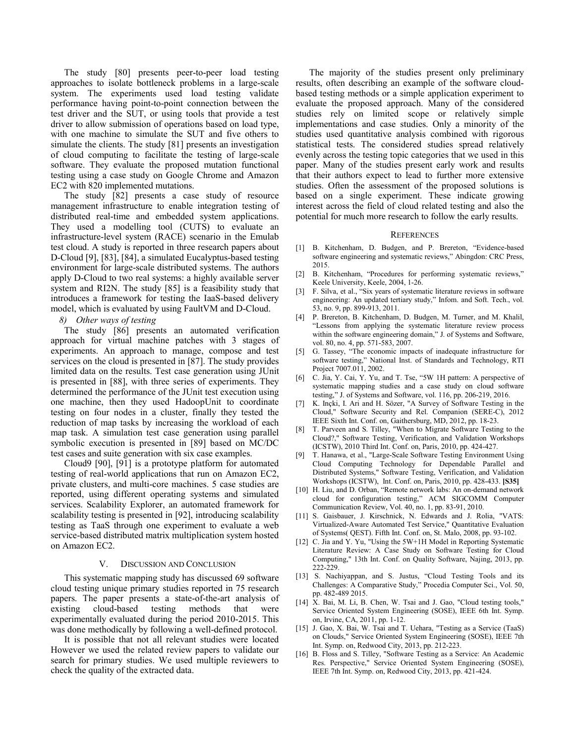The study [80] presents peer-to-peer load testing approaches to isolate bottleneck problems in a large-scale system. The experiments used load testing validate performance having point-to-point connection between the test driver and the SUT, or using tools that provide a test driver to allow submission of operations based on load type, with one machine to simulate the SUT and five others to simulate the clients. The study [81] presents an investigation of cloud computing to facilitate the testing of large-scale software. They evaluate the proposed mutation functional testing using a case study on Google Chrome and Amazon EC2 with 820 implemented mutations.

The study [82] presents a case study of resource management infrastructure to enable integration testing of distributed real-time and embedded system applications. They used a modelling tool (CUTS) to evaluate an infrastructure-level system (RACE) scenario in the Emulab test cloud. A study is reported in three research papers about D-Cloud [9], [83], [84], a simulated Eucalyptus-based testing environment for large-scale distributed systems. The authors apply D-Cloud to two real systems: a highly available server system and RI2N. The study [85] is a feasibility study that introduces a framework for testing the IaaS-based delivery model, which is evaluated by using FaultVM and D-Cloud.

*8) Other ways of testing*

The study [86] presents an automated verification approach for virtual machine patches with 3 stages of experiments. An approach to manage, compose and test services on the cloud is presented in [87]. The study provides limited data on the results. Test case generation using JUnit is presented in [88], with three series of experiments. They determined the performance of the JUnit test execution using one machine, then they used HadoopUnit to coordinate testing on four nodes in a cluster, finally they tested the reduction of map tasks by increasing the workload of each map task. A simulation test case generation using parallel symbolic execution is presented in [89] based on MC/DC test cases and suite generation with six case examples.

Cloud9 [90], [91] is a prototype platform for automated testing of real-world applications that run on Amazon EC2, private clusters, and multi-core machines. 5 case studies are reported, using different operating systems and simulated services. Scalability Explorer, an automated framework for scalability testing is presented in [92], introducing scalability testing as TaaS through one experiment to evaluate a web service-based distributed matrix multiplication system hosted on Amazon EC2.

## V. Discussion and Conclusion

This systematic mapping study has discussed 69 software cloud testing unique primary studies reported in 75 research papers. The paper presents a state-of-the-art analysis of existing cloud-based testing methods that were experimentally evaluated during the period 2010-2015. This was done methodically by following a well-defined protocol.

It is possible that not all relevant studies were located However we used the related review papers to validate our search for primary studies. We used multiple reviewers to check the quality of the extracted data.

The majority of the studies present only preliminary results, often describing an example of the software cloud-based testing methods or a simple application experiment to evaluate the proposed approach. Many of the considered studies rely on limited scope or relatively simple implementations and case studies. Only a minority of the studies used quantitative analysis combined with rigorous statistical tests. The considered studies spread relatively evenly across the testing topic categories that we used in this paper. Many of the studies present early work and results that their authors expect to lead to further more extensive studies. Often the assessment of the proposed solutions is based on a single experiment. These indicate growing interest across the field of cloud related testing and also the potential for much more research to follow the early results.

## References

[1] B. Kitchenham, D. Budgen, and P. Brereton, “Evidence-based software engineering and systematic reviews,” Abingdon: CRC Press, 2015.

[2] B. Kitchenham, “Procedures for performing systematic reviews,” Keele University, Keele, 2004, 1-26.

[3] F. Silva, et al., “Six years of systematic literature reviews in software engineering: An updated tertiary study,” Infom. and Soft. Tech., vol. 53, no. 9, pp. 899-913, 2011.

[4] P. Brereton, B. Kitchenham, D. Budgen, M. Turner, and M. Khalil, “Lessons from applying the systematic literature review process within the software engineering domain,” J. of Systems and Software, vol. 80, no. 4, pp. 571-583, 2007.

[5] G. Tassey, “The economic impacts of inadequate infrastructure for software testing,” National Inst. of Standards and Technology, RTI Project 7007.011, 2002.

[6] C. Jia, Y. Cai, Y. Yu, and T. Tse, “5W 1H pattern: A perspective of systematic mapping studies and a case study on cloud software testing,” J. of Systems and Software, vol. 116, pp. 206-219, 2016.

[7] K. Inçki, I. Ari and H. Sözer, "A Survey of Software Testing in the Cloud," Software Security and Rel. Companion (SERE-C), 2012 IEEE Sixth Int. Conf. on, Gaithersburg, MD, 2012, pp. 18-23.

[8] T. Parveen and S. Tilley, "When to Migrate Software Testing to the Cloud?," Software Testing, Verification, and Validation Workshops (ICSTW), 2010 Third Int. Conf. on, Paris, 2010, pp. 424-427.

[9] T. Hanawa, et al., "Large-Scale Software Testing Environment Using Cloud Computing Technology for Dependable Parallel and Distributed Systems," Software Testing, Verification, and Validation Workshops (ICSTW), Int. Conf. on, Paris, 2010, pp. 428-433. **[S35]**

[10] H. Liu, and D. Orban, “Remote network labs: An on-demand network cloud for configuration testing,” ACM SIGCOMM Computer Communication Review, Vol. 40, no. 1, pp. 83-91, 2010.

[11] S. Gaisbauer, J. Kirschnick, N. Edwards and J. Rolia, "VATS: Virtualized-Aware Automated Test Service," Quantitative Evaluation of Systems( QEST). Fifth Int. Conf. on, St. Malo, 2008, pp. 93-102.

[12] C. Jia and Y. Yu, "Using the 5W+1H Model in Reporting Systematic Literature Review: A Case Study on Software Testing for Cloud Computing," 13th Int. Conf. on Quality Software, Najing, 2013, pp. 222-229.

[13] S. Nachiyappan, and S. Justus, “Cloud Testing Tools and its Challenges: A Comparative Study,” Procedia Computer Sci., Vol. 50, pp. 482-489 2015.

[14] X. Bai, M. Li, B. Chen, W. Tsai and J. Gao, "Cloud testing tools," Service Oriented System Engineering (SOSE), IEEE 6th Int. Symp. on, Irvine, CA, 2011, pp. 1-12.

[15] J. Gao, X. Bai, W. Tsai and T. Uehara, "Testing as a Service (TaaS) on Clouds," Service Oriented System Engineering (SOSE), IEEE 7th Int. Symp. on, Redwood City, 2013, pp. 212-223.

[16] B. Floss and S. Tilley, "Software Testing as a Service: An Academic Res. Perspective," Service Oriented System Engineering (SOSE), IEEE 7th Int. Symp. on, Redwood City, 2013, pp. 421-424.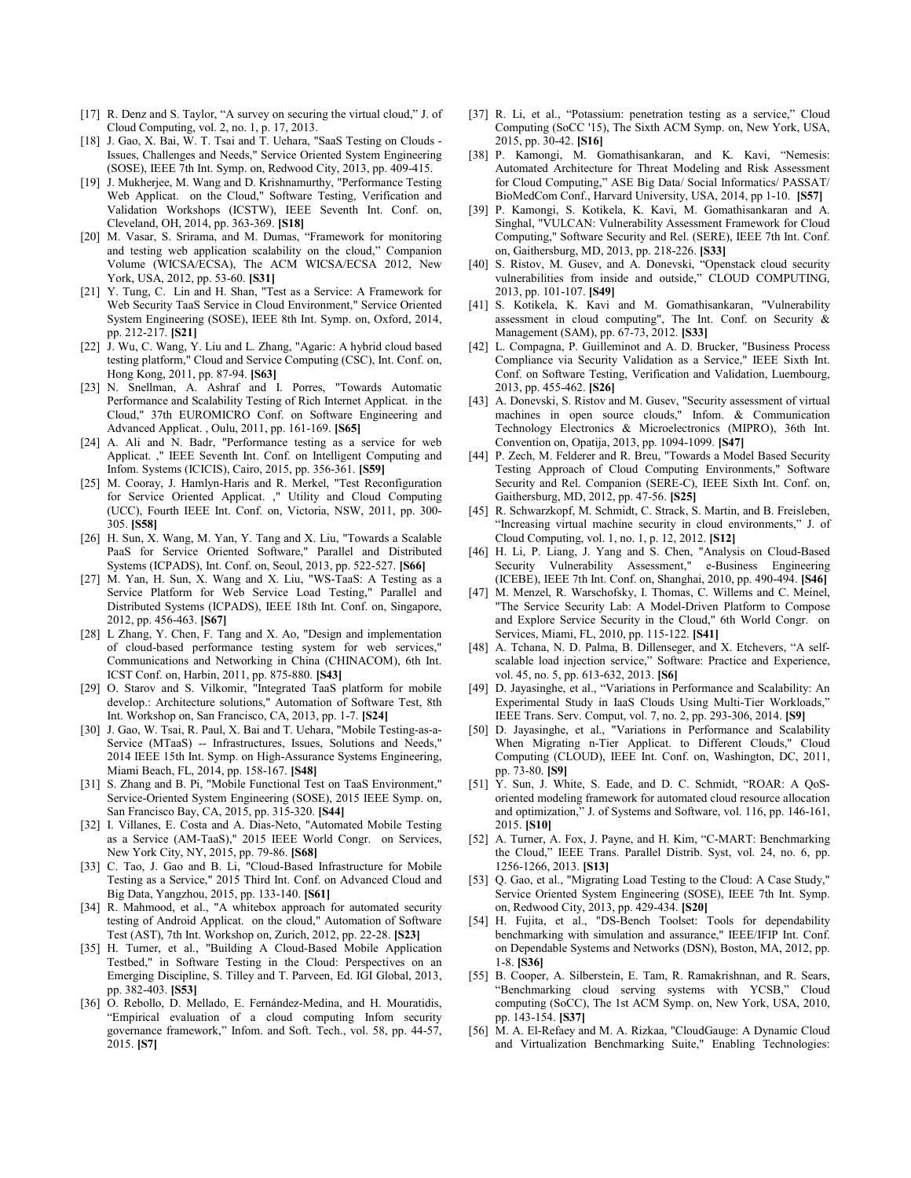[17] R. Denz and S. Taylor, "A survey on securing the virtual cloud," J. of Cloud Computing, vol. 2, no. 1, p. 17, 2013.

[18] J. Gao, X. Bai, W. T. Tsai and T. Uehara, "SaaS Testing on Clouds - Issues, Challenges and Needs," Service Oriented System Engineering (SOSE), IEEE 7th Int. Symp. on, Redwood City, 2013, pp. 409-415.

[19] J. Mukherjee, M. Wang and D. Krishnamurthy, "Performance Testing Web Applicat. on the Cloud," Software Testing, Verification and Validation Workshops (ICSTW), IEEE Seventh Int. Conf. on, Cleveland, OH, 2014, pp. 363-369. **[S18]**

[20] M. Vasar, S. Srirama, and M. Dumas, "Framework for monitoring and testing web application scalability on the cloud," Companion Volume (WICSA/ECSA), The ACM WICSA/ECSA 2012, New York, USA, 2012, pp. 53-60. **[S31]**

[21] Y. Tung, C. Lin and H. Shan, "Test as a Service: A Framework for Web Security TaaS Service in Cloud Environment," Service Oriented System Engineering (SOSE), IEEE 8th Int. Symp. on, Oxford, 2014, pp. 212-217. **[S21]**

[22] J. Wu, C. Wang, Y. Liu and L. Zhang, "Agaric: A hybrid cloud based testing platform," Cloud and Service Computing (CSC), Int. Conf. on, Hong Kong, 2011, pp. 87-94. **[S63]**

[23] N. Snellman, A. Ashraf and I. Porres, "Towards Automatic Performance and Scalability Testing of Rich Internet Applicat. in the Cloud," 37th EUROMICRO Conf. on Software Engineering and Advanced Applicat. , Oulu, 2011, pp. 161-169. **[S65]**

[24] A. Ali and N. Badr, "Performance testing as a service for web Applicat. ," IEEE Seventh Int. Conf. on Intelligent Computing and Infom. Systems (ICICIS), Cairo, 2015, pp. 356-361. **[S59]**

[25] M. Cooray, J. Hamlyn-Harris and R. Merkel, "Test Reconfiguration for Service Oriented Applicat. ," Utility and Cloud Computing (UCC), Fourth IEEE Int. Conf. on, Victoria, NSW, 2011, pp. 300-305. **[S58]**

[26] H. Sun, X. Wang, M. Yan, Y. Tang and X. Liu, "Towards a Scalable PaaS for Service Oriented Software," Parallel and Distributed Systems (ICPADS), Int. Conf. on, Seoul, 2013, pp. 522-527. **[S66]**

[27] M. Yan, H. Sun, X. Wang and X. Liu, "WS-TaaS: A Testing as a Service Platform for Web Service Load Testing," Parallel and Distributed Systems (ICPADS), IEEE 18th Int. Conf. on, Singapore, 2012, pp. 456-463. **[S67]**

[28] L Zhang, Y. Chen, F. Tang and X. Ao, "Design and implementation of cloud-based performance testing system for web services," Communications and Networking in China (CHINACOM), 6th Int. ICST Conf. on, Harbin, 2011, pp. 875-880. **[S43]**

[29] O. Starov and S. Vilkomir, "Integrated TaaS platform for mobile develop.: Architecture solutions," Automation of Software Test, 8th Int. Workshop on, San Francisco, CA, 2013, pp. 1-7. **[S24]**

[30] J. Gao, W. Tsai, R. Paul, X. Bai and T. Uehara, "Mobile Testing-as-a-Service (MTaaS) -- Infrastructures, Issues, Solutions and Needs," 2014 IEEE 15th Int. Symp. on High-Assurance Systems Engineering, Miami Beach, FL, 2014, pp. 158-167. **[S48]**

[31] S. Zhang and B. Pi, "Mobile Functional Test on TaaS Environment," Service-Oriented System Engineering (SOSE), 2015 IEEE Symp. on, San Francisco Bay, CA, 2015, pp. 315-320. **[S44]**

[32] I. Villanes, E. Costa and A. Dias-Neto, "Automated Mobile Testing as a Service (AM-TaaS)," 2015 IEEE World Congr. on Services, New York City, NY, 2015, pp. 79-86. **[S68]**

[33] C. Tao, J. Gao and B. Li, "Cloud-Based Infrastructure for Mobile Testing as a Service," 2015 Third Int. Conf. on Advanced Cloud and Big Data, Yangzhou, 2015, pp. 133-140. **[S61]**

[34] R. Mahmood, et al., "A whitebox approach for automated security testing of Android Applicat. on the cloud," Automation of Software Test (AST), 7th Int. Workshop on, Zurich, 2012, pp. 22-28. **[S23]**

[35] H. Turner, et al., "Building A Cloud-Based Mobile Application Testbed," in Software Testing in the Cloud: Perspectives on an Emerging Discipline, S. Tilley and T. Parveen, Ed. IGI Global, 2013, pp. 382-403. **[S53]**

[36] O. Rebollo, D. Mellado, E. Fernández-Medina, and H. Mouratidis, "Empirical evaluation of a cloud computing Infom security governance framework," Infom. and Soft. Tech., vol. 58, pp. 44-57, 2015. **[S7]**

[37] R. Li, et al., "Potassium: penetration testing as a service," Cloud Computing (SoCC '15), The Sixth ACM Symp. on, New York, USA, 2015, pp. 30-42. **[S16]**

[38] P. Kamongi, M. Gomathisankaran, and K. Kavi, "Nemesis: Automated Architecture for Threat Modeling and Risk Assessment for Cloud Computing," ASE Big Data/ Social Informatics/ PASSAT/ BioMedCom Conf., Harvard University, USA, 2014, pp 1-10. **[S57]**

[39] P. Kamongi, S. Kotikela, K. Kavi, M. Gomathisankaran and A. Singhal, "VULCAN: Vulnerability Assessment Framework for Cloud Computing," Software Security and Rel. (SERE), IEEE 7th Int. Conf. on, Gaithersburg, MD, 2013, pp. 218-226. **[S33]**

[40] S. Ristov, M. Gusev, and A. Donevski, "Openstack cloud security vulnerabilities from inside and outside," CLOUD COMPUTING, 2013, pp. 101-107. **[S49]**

[41] S. Kotikela, K. Kavi and M. Gomathisankaran, "Vulnerability assessment in cloud computing", The Int. Conf. on Security & Management (SAM), pp. 67-73, 2012. **[S33]**

[42] L. Compagna, P. Guilleminot and A. D. Brucker, "Business Process Compliance via Security Validation as a Service," IEEE Sixth Int. Conf. on Software Testing, Verification and Validation, Luembourg, 2013, pp. 455-462. **[S26]**

[43] A. Donevski, S. Ristov and M. Gusev, "Security assessment of virtual machines in open source clouds," Infom. & Communication Technology Electronics & Microelectronics (MIPRO), 36th Int. Convention on, Opatija, 2013, pp. 1094-1099. **[S47]**

[44] P. Zech, M. Felderer and R. Breu, "Towards a Model Based Security Testing Approach of Cloud Computing Environments," Software Security and Rel. Companion (SERE-C), IEEE Sixth Int. Conf. on, Gaithersburg, MD, 2012, pp. 47-56. **[S25]**

[45] R. Schwarzkopf, M. Schmidt, C. Strack, S. Martin, and B. Freisleben, "Increasing virtual machine security in cloud environments," J. of Cloud Computing, vol. 1, no. 1, p. 12, 2012. **[S12]**

[46] H. Li, P. Liang, J. Yang and S. Chen, "Analysis on Cloud-Based Security Vulnerability Assessment," e-Business Engineering (ICEBE), IEEE 7th Int. Conf. on, Shanghai, 2010, pp. 490-494. **[S46]**

[47] M. Menzel, R. Warschofsky, I. Thomas, C. Willems and C. Meinel, "The Service Security Lab: A Model-Driven Platform to Compose and Explore Service Security in the Cloud," 6th World Congr. on Services, Miami, FL, 2010, pp. 115-122. **[S41]**

[48] A. Tchana, N. D. Palma, B. Dillenseger, and X. Etchevers, "A self-scalable load injection service," Software: Practice and Experience, vol. 45, no. 5, pp. 613-632, 2013. **[S6]**

[49] D. Jayasinghe, et al., "Variations in Performance and Scalability: An Experimental Study in IaaS Clouds Using Multi-Tier Workloads," IEEE Trans. Serv. Comput, vol. 7, no. 2, pp. 293-306, 2014. **[S9]**

[50] D. Jayasinghe, et al., "Variations in Performance and Scalability When Migrating n-Tier Applicat. to Different Clouds," Cloud Computing (CLOUD), IEEE Int. Conf. on, Washington, DC, 2011, pp. 73-80. **[S9]**

[51] Y. Sun, J. White, S. Eade, and D. C. Schmidt, "ROAR: A QoS-oriented modeling framework for automated cloud resource allocation and optimization," J. of Systems and Software, vol. 116, pp. 146-161, 2015. **[S10]**

[52] A. Turner, A. Fox, J. Payne, and H. Kim, "C-MART: Benchmarking the Cloud," IEEE Trans. Parallel Distrib. Syst, vol. 24, no. 6, pp. 1256-1266, 2013. **[S13]**

[53] Q. Gao, et al., "Migrating Load Testing to the Cloud: A Case Study," Service Oriented System Engineering (SOSE), IEEE 7th Int. Symp. on, Redwood City, 2013, pp. 429-434. **[S20]**

[54] H. Fujita, et al., "DS-Bench Toolset: Tools for dependability benchmarking with simulation and assurance," IEEE/IFIP Int. Conf. on Dependable Systems and Networks (DSN), Boston, MA, 2012, pp. 1-8. **[S36]**

[55] B. Cooper, A. Silberstein, E. Tam, R. Ramakrishnan, and R. Sears, "Benchmarking cloud serving systems with YCSB," Cloud computing (SoCC), The 1st ACM Symp. on, New York, USA, 2010, pp. 143-154. **[S37]**

[56] M. A. El-Refaey and M. A. Rizkaa, "CloudGauge: A Dynamic Cloud and Virtualization Benchmarking Suite," Enabling Technologies: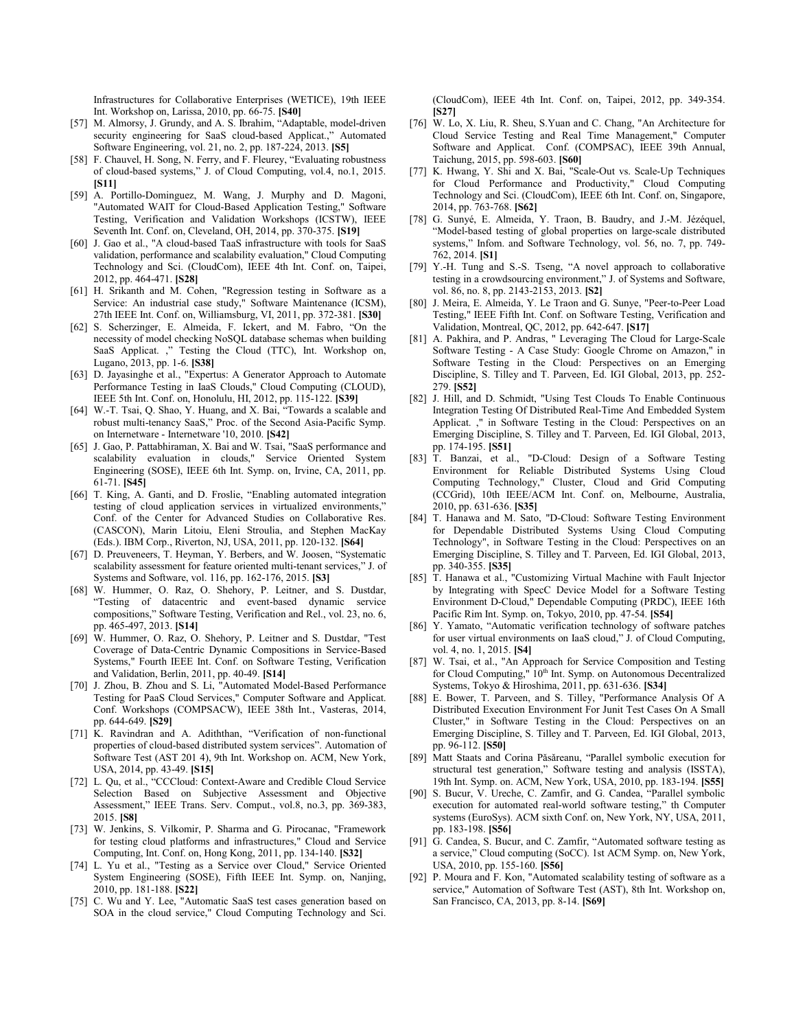Infrastructures for Collaborative Enterprises (WETICE), 19th IEEE Int. Workshop on, Larissa, 2010, pp. 66-75. **[S40]**

[57] M. Almorsy, J. Grundy, and A. S. Ibrahim, "Adaptable, model-driven security engineering for SaaS cloud-based Applicat.," Automated Software Engineering, vol. 21, no. 2, pp. 187-224, 2013. **[S5]**

[58] F. Chauvel, H. Song, N. Ferry, and F. Fleurey, "Evaluating robustness of cloud-based systems," J. of Cloud Computing, vol.4, no.1, 2015. **[S11]**

[59] A. Portillo-Dominguez, M. Wang, J. Murphy and D. Magoni, "Automated WAIT for Cloud-Based Application Testing," Software Testing, Verification and Validation Workshops (ICSTW), IEEE Seventh Int. Conf. on, Cleveland, OH, 2014, pp. 370-375. **[S19]**

[60] J. Gao et al., "A cloud-based TaaS infrastructure with tools for SaaS validation, performance and scalability evaluation," Cloud Computing Technology and Sci. (CloudCom), IEEE 4th Int. Conf. on, Taipei, 2012, pp. 464-471. **[S28]**

[61] H. Srikanth and M. Cohen, "Regression testing in Software as a Service: An industrial case study," Software Maintenance (ICSM), 27th IEEE Int. Conf. on, Williamsburg, VI, 2011, pp. 372-381. **[S30]**

[62] S. Scherzinger, E. Almeida, F. Ickert, and M. Fabro, "On the necessity of model checking NoSQL database schemas when building SaaS Applicat. ," Testing the Cloud (TTC), Int. Workshop on, Lugano, 2013, pp. 1-6. **[S38]**

[63] D. Jayasinghe et al., "Expertus: A Generator Approach to Automate Performance Testing in IaaS Clouds," Cloud Computing (CLOUD), IEEE 5th Int. Conf. on, Honolulu, HI, 2012, pp. 115-122. **[S39]**

[64] W.-T. Tsai, Q. Shao, Y. Huang, and X. Bai, "Towards a scalable and robust multi-tenancy SaaS," Proc. of the Second Asia-Pacific Symp. on Internetware - Internetware '10, 2010. **[S42]**

[65] J. Gao, P. Pattabhiraman, X. Bai and W. Tsai, "SaaS performance and scalability evaluation in clouds," Service Oriented System Engineering (SOSE), IEEE 6th Int. Symp. on, Irvine, CA, 2011, pp. 61-71. **[S45]**

[66] T. King, A. Ganti, and D. Froslie, "Enabling automated integration testing of cloud application services in virtualized environments," Conf. of the Center for Advanced Studies on Collaborative Res. (CASCON), Marin Litoiu, Eleni Stroulia, and Stephen MacKay (Eds.). IBM Corp., Riverton, NJ, USA, 2011, pp. 120-132. **[S64]**

[67] D. Preuveneers, T. Heyman, Y. Berbers, and W. Joosen, "Systematic scalability assessment for feature oriented multi-tenant services," J. of Systems and Software, vol. 116, pp. 162-176, 2015. **[S3]**

[68] W. Hummer, O. Raz, O. Shehory, P. Leitner, and S. Dustdar, "Testing of datacentric and event-based dynamic service compositions," Software Testing, Verification and Rel., vol. 23, no. 6, pp. 465-497, 2013. **[S14]**

[69] W. Hummer, O. Raz, O. Shehory, P. Leitner and S. Dustdar, "Test Coverage of Data-Centric Dynamic Compositions in Service-Based Systems," Fourth IEEE Int. Conf. on Software Testing, Verification and Validation, Berlin, 2011, pp. 40-49. **[S14]**

[70] J. Zhou, B. Zhou and S. Li, "Automated Model-Based Performance Testing for PaaS Cloud Services," Computer Software and Applicat. Conf. Workshops (COMPSACW), IEEE 38th Int., Vasteras, 2014, pp. 644-649. **[S29]**

[71] K. Ravindran and A. Adiththan, "Verification of non-functional properties of cloud-based distributed system services". Automation of Software Test (AST 201 4), 9th Int. Workshop on. ACM, New York, USA, 2014, pp. 43-49. **[S15]**

[72] L. Qu, et al., "CCCloud: Context-Aware and Credible Cloud Service Selection Based on Subjective Assessment and Objective Assessment," IEEE Trans. Serv. Comput., vol.8, no.3, pp. 369-383, 2015. **[S8]**

[73] W. Jenkins, S. Vilkomir, P. Sharma and G. Pirocanac, "Framework for testing cloud platforms and infrastructures," Cloud and Service Computing, Int. Conf. on, Hong Kong, 2011, pp. 134-140. **[S32]**

[74] L. Yu et al., "Testing as a Service over Cloud," Service Oriented System Engineering (SOSE), Fifth IEEE Int. Symp. on, Nanjing, 2010, pp. 181-188. **[S22]**

[75] C. Wu and Y. Lee, "Automatic SaaS test cases generation based on SOA in the cloud service," Cloud Computing Technology and Sci. (CloudCom), IEEE 4th Int. Conf. on, Taipei, 2012, pp. 349-354. **[S27]**

[76] W. Lo, X. Liu, R. Sheu, S.Yuan and C. Chang, "An Architecture for Cloud Service Testing and Real Time Management," Computer Software and Applicat. Conf. (COMPSAC), IEEE 39th Annual, Taichung, 2015, pp. 598-603. **[S60]**

[77] K. Hwang, Y. Shi and X. Bai, "Scale-Out vs. Scale-Up Techniques for Cloud Performance and Productivity," Cloud Computing Technology and Sci. (CloudCom), IEEE 6th Int. Conf. on, Singapore, 2014, pp. 763-768. **[S62]**

[78] G. Sunyé, E. Almeida, Y. Traon, B. Baudry, and J.-M. Jézéquel, "Model-based testing of global properties on large-scale distributed systems," Infom. and Software Technology, vol. 56, no. 7, pp. 749-762, 2014. **[S1]**

[79] Y.-H. Tung and S.-S. Tseng, "A novel approach to collaborative testing in a crowdsourcing environment," J. of Systems and Software, vol. 86, no. 8, pp. 2143-2153, 2013. **[S2]**

[80] J. Meira, E. Almeida, Y. Le Traon and G. Sunye, "Peer-to-Peer Load Testing," IEEE Fifth Int. Conf. on Software Testing, Verification and Validation, Montreal, QC, 2012, pp. 642-647. **[S17]**

[81] A. Pakhira, and P. Andras, " Leveraging The Cloud for Large-Scale Software Testing - A Case Study: Google Chrome on Amazon," in Software Testing in the Cloud: Perspectives on an Emerging Discipline, S. Tilley and T. Parveen, Ed. IGI Global, 2013, pp. 252-279. **[S52]**

[82] J. Hill, and D. Schmidt, "Using Test Clouds To Enable Continuous Integration Testing Of Distributed Real-Time And Embedded System Applicat. ," in Software Testing in the Cloud: Perspectives on an Emerging Discipline, S. Tilley and T. Parveen, Ed. IGI Global, 2013, pp. 174-195. **[S51]**

[83] T. Banzai, et al., "D-Cloud: Design of a Software Testing Environment for Reliable Distributed Systems Using Cloud Computing Technology," Cluster, Cloud and Grid Computing (CCGrid), 10th IEEE/ACM Int. Conf. on, Melbourne, Australia, 2010, pp. 631-636. **[S35]**

[84] T. Hanawa and M. Sato, "D-Cloud: Software Testing Environment for Dependable Distributed Systems Using Cloud Computing Technology", in Software Testing in the Cloud: Perspectives on an Emerging Discipline, S. Tilley and T. Parveen, Ed. IGI Global, 2013, pp. 340-355. **[S35]**

[85] T. Hanawa et al., "Customizing Virtual Machine with Fault Injector by Integrating with SpecC Device Model for a Software Testing Environment D-Cloud," Dependable Computing (PRDC), IEEE 16th Pacific Rim Int. Symp. on, Tokyo, 2010, pp. 47-54. **[S54]**

[86] Y. Yamato, "Automatic verification technology of software patches for user virtual environments on IaaS cloud," J. of Cloud Computing, vol. 4, no. 1, 2015. **[S4]**

[87] W. Tsai, et al., "An Approach for Service Composition and Testing for Cloud Computing," 10th Int. Symp. on Autonomous Decentralized Systems, Tokyo & Hiroshima, 2011, pp. 631-636. **[S34]**

[88] E. Bower, T. Parveen, and S. Tilley, "Performance Analysis Of A Distributed Execution Environment For Junit Test Cases On A Small Cluster," in Software Testing in the Cloud: Perspectives on an Emerging Discipline, S. Tilley and T. Parveen, Ed. IGI Global, 2013, pp. 96-112. **[S50]**

[89] Matt Staats and Corina Păsăreanu, "Parallel symbolic execution for structural test generation," Software testing and analysis (ISSTA), 19th Int. Symp. on. ACM, New York, USA, 2010, pp. 183-194. **[S55]**

[90] S. Bucur, V. Ureche, C. Zamfir, and G. Candea, "Parallel symbolic execution for automated real-world software testing," th Computer systems (EuroSys). ACM sixth Conf. on, New York, NY, USA, 2011, pp. 183-198. **[S56]**

[91] G. Candea, S. Bucur, and C. Zamfir, "Automated software testing as a service," Cloud computing (SoCC). 1st ACM Symp. on, New York, USA, 2010, pp. 155-160. **[S56]**

[92] P. Moura and F. Kon, "Automated scalability testing of software as a service," Automation of Software Test (AST), 8th Int. Workshop on, San Francisco, CA, 2013, pp. 8-14. **[S69]**